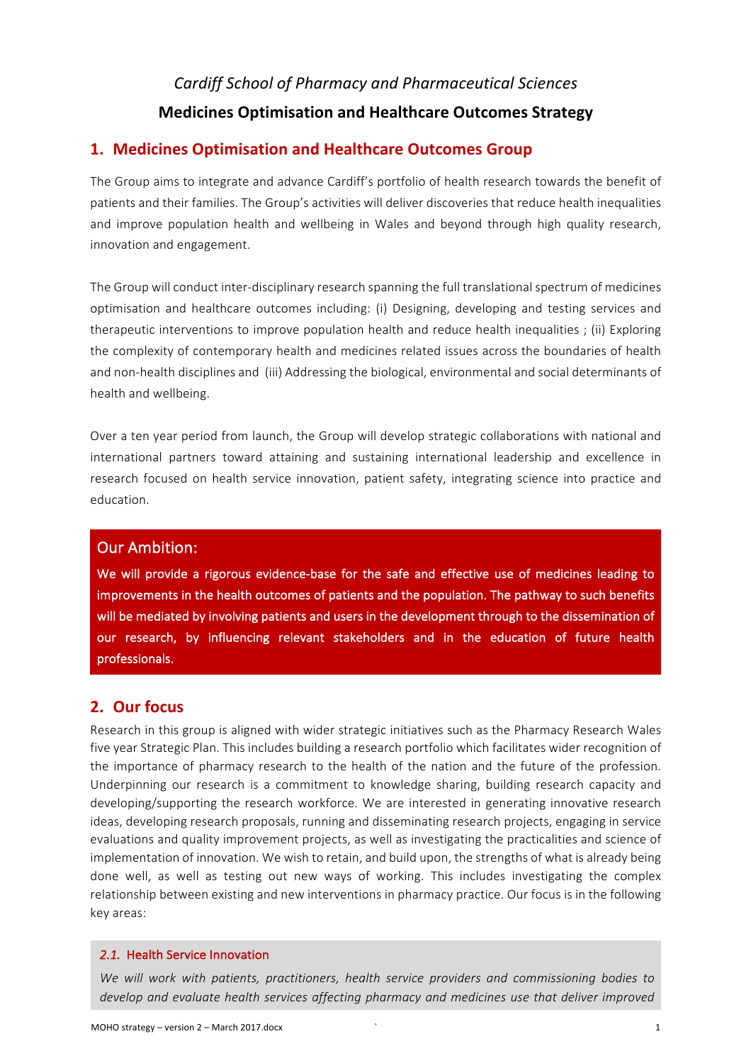*Cardiff School of Pharmacy and Pharmaceutical Sciences*

**Medicines Optimisation and Healthcare Outcomes Strategy**

## 1. Medicines Optimisation and Healthcare Outcomes Group

The Group aims to integrate and advance Cardiff's portfolio of health research towards the benefit of patients and their families. The Group's activities will deliver discoveries that reduce health inequalities and improve population health and wellbeing in Wales and beyond through high quality research, innovation and engagement.

The Group will conduct inter-disciplinary research spanning the full translational spectrum of medicines optimisation and healthcare outcomes including: (i) Designing, developing and testing services and therapeutic interventions to improve population health and reduce health inequalities ; (ii) Exploring the complexity of contemporary health and medicines related issues across the boundaries of health and non-health disciplines and (iii) Addressing the biological, environmental and social determinants of health and wellbeing.

Over a ten year period from launch, the Group will develop strategic collaborations with national and international partners toward attaining and sustaining international leadership and excellence in research focused on health service innovation, patient safety, integrating science into practice and education.

### Our Ambition:

**We will provide a rigorous evidence-base for the safe and effective use of medicines leading to improvements in the health outcomes of patients and the population. The pathway to such benefits will be mediated by involving patients and users in the development through to the dissemination of our research, by influencing relevant stakeholders and in the education of future health professionals.**

## 2. Our focus

Research in this group is aligned with wider strategic initiatives such as the Pharmacy Research Wales five year Strategic Plan. This includes building a research portfolio which facilitates wider recognition of the importance of pharmacy research to the health of the nation and the future of the profession. Underpinning our research is a commitment to knowledge sharing, building research capacity and developing/supporting the research workforce. We are interested in generating innovative research ideas, developing research proposals, running and disseminating research projects, engaging in service evaluations and quality improvement projects, as well as investigating the practicalities and science of implementation of innovation. We wish to retain, and build upon, the strengths of what is already being done well, as well as testing out new ways of working. This includes investigating the complex relationship between existing and new interventions in pharmacy practice. Our focus is in the following key areas:

### *2.1.* Health Service Innovation

*We will work with patients, practitioners, health service providers and commissioning bodies to develop and evaluate health services affecting pharmacy and medicines use that deliver improved*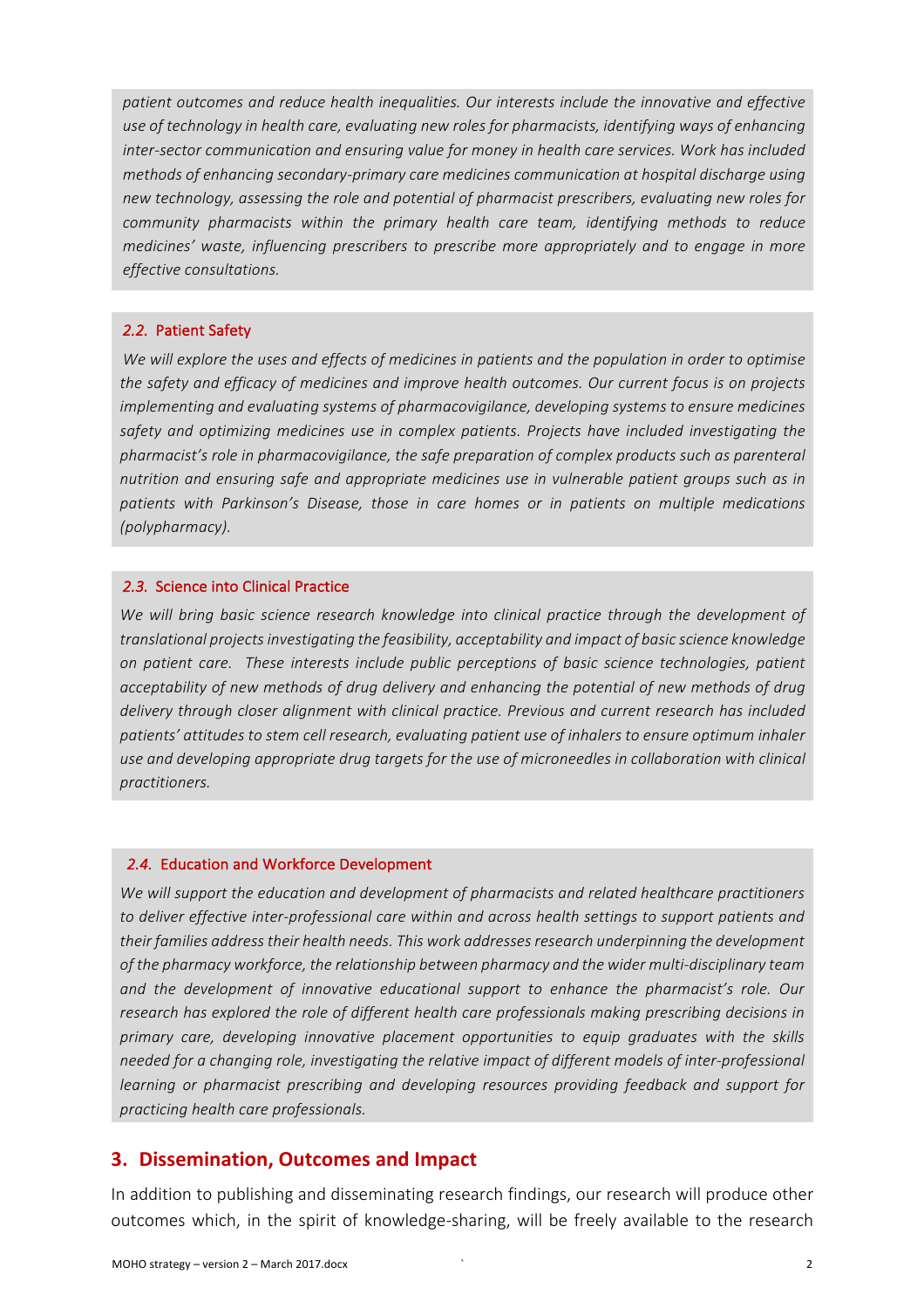*patient outcomes and reduce health inequalities. Our interests include the innovative and effective use of technology in health care, evaluating new roles for pharmacists, identifying ways of enhancing inter-sector communication and ensuring value for money in health care services. Work has included methods of enhancing secondary-primary care medicines communication at hospital discharge using new technology, assessing the role and potential of pharmacist prescribers, evaluating new roles for community pharmacists within the primary health care team, identifying methods to reduce medicines' waste, influencing prescribers to prescribe more appropriately and to engage in more effective consultations.*

### *2.2.* Patient Safety

*We will explore the uses and effects of medicines in patients and the population in order to optimise the safety and efficacy of medicines and improve health outcomes. Our current focus is on projects implementing and evaluating systems of pharmacovigilance, developing systems to ensure medicines safety and optimizing medicines use in complex patients. Projects have included investigating the pharmacist's role in pharmacovigilance, the safe preparation of complex products such as parenteral nutrition and ensuring safe and appropriate medicines use in vulnerable patient groups such as in patients with Parkinson's Disease, those in care homes or in patients on multiple medications (polypharmacy).*

### *2.3.* Science into Clinical Practice

*We will bring basic science research knowledge into clinical practice through the development of translational projects investigating the feasibility, acceptability and impact of basic science knowledge on patient care. These interests include public perceptions of basic science technologies, patient acceptability of new methods of drug delivery and enhancing the potential of new methods of drug delivery through closer alignment with clinical practice. Previous and current research has included patients' attitudes to stem cell research, evaluating patient use of inhalers to ensure optimum inhaler use and developing appropriate drug targets for the use of microneedles in collaboration with clinical practitioners.*

### *2.4.* Education and Workforce Development

*We will support the education and development of pharmacists and related healthcare practitioners to deliver effective inter-professional care within and across health settings to support patients and their families address their health needs. This work addresses research underpinning the development of the pharmacy workforce, the relationship between pharmacy and the wider multi-disciplinary team and the development of innovative educational support to enhance the pharmacist's role. Our research has explored the role of different health care professionals making prescribing decisions in primary care, developing innovative placement opportunities to equip graduates with the skills needed for a changing role, investigating the relative impact of different models of inter-professional learning or pharmacist prescribing and developing resources providing feedback and support for practicing health care professionals.*

## 3. Dissemination, Outcomes and Impact

In addition to publishing and disseminating research findings, our research will produce other outcomes which, in the spirit of knowledge-sharing, will be freely available to the research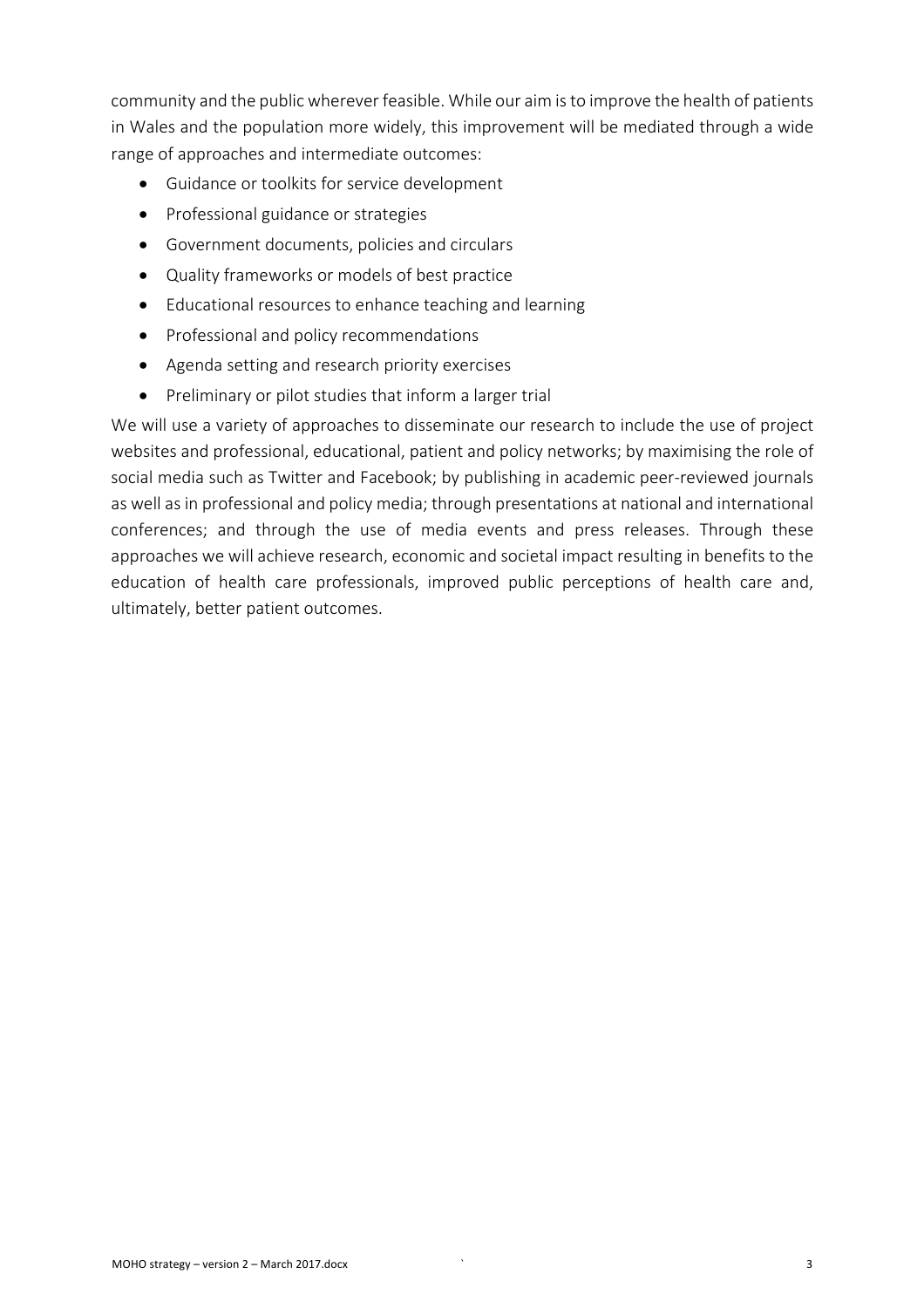community and the public wherever feasible. While our aim is to improve the health of patients in Wales and the population more widely, this improvement will be mediated through a wide range of approaches and intermediate outcomes:

- Guidance or toolkits for service development
- Professional guidance or strategies
- Government documents, policies and circulars
- Quality frameworks or models of best practice
- Educational resources to enhance teaching and learning
- Professional and policy recommendations
- Agenda setting and research priority exercises
- Preliminary or pilot studies that inform a larger trial

We will use a variety of approaches to disseminate our research to include the use of project websites and professional, educational, patient and policy networks; by maximising the role of social media such as Twitter and Facebook; by publishing in academic peer-reviewed journals as well as in professional and policy media; through presentations at national and international conferences; and through the use of media events and press releases. Through these approaches we will achieve research, economic and societal impact resulting in benefits to the education of health care professionals, improved public perceptions of health care and, ultimately, better patient outcomes.